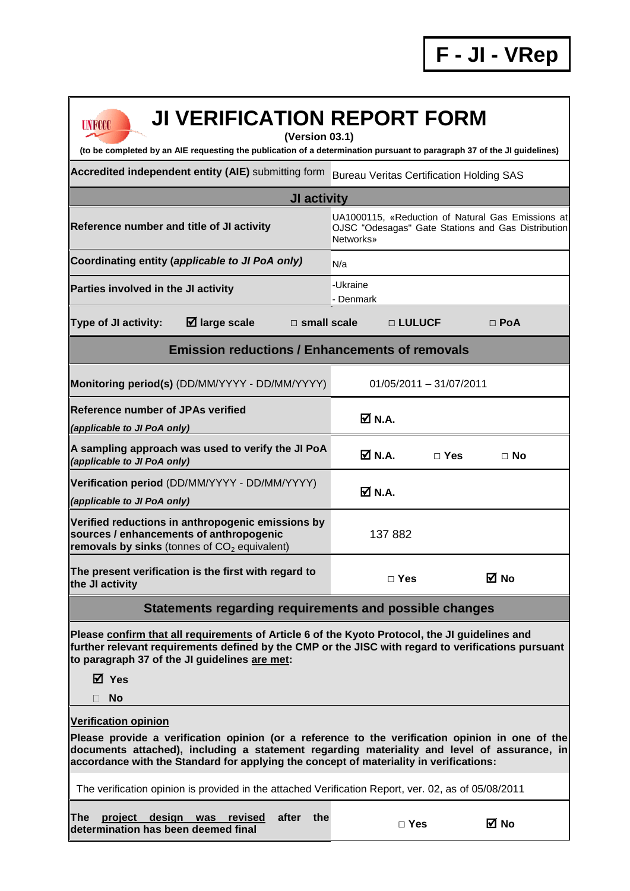**F - JI - VRep**

# JI VERIFICATION REPORT FORM

**(Version 03.1)**

**(to be completed by an AIE requesting the publication of a determination pursuant to paragraph 37 of the JI guidelines)**

| | |
|---|---|
| **Accredited independent entity (AIE)** submitting form | Bureau Veritas Certification Holding SAS |

| **JI activity** | |
|---|---|
| **Reference number and title of JI activity** | UA1000115, «Reduction of Natural Gas Emissions at OJSC "Odesagas" Gate Stations and Gas Distribution Networks» |
| **Coordinating entity (*applicable to JI PoA only*)** | N/a |
| **Parties involved in the JI activity** | -Ukraine<br>- Denmark |

**Type of JI activity:** ☑ **large scale** □ **small scale** □ **LULUCF** □ **PoA**

| **Emission reductions / Enhancements of removals** | | | |
|---|---|---|---|
| **Monitoring period(s)** (DD/MM/YYYY - DD/MM/YYYY) | 01/05/2011 – 31/07/2011 | | |
| **Reference number of JPAs verified** *(applicable to JI PoA only)* | ☑ **N.A.** | | |
| **A sampling approach was used to verify the JI PoA** *(applicable to JI PoA only)* | ☑ **N.A.** | □ **Yes** | □ **No** |
| **Verification period** (DD/MM/YYYY - DD/MM/YYYY) *(applicable to JI PoA only)* | ☑ **N.A.** | | |
| **Verified reductions in anthropogenic emissions by sources / enhancements of anthropogenic removals by sinks** (tonnes of $CO_2$ equivalent) | 137 882 | | |
| **The present verification is the first with regard to the JI activity** | □ **Yes** | ☑ **No** | |

## Statements regarding requirements and possible changes

**Please confirm that all requirements of Article 6 of the Kyoto Protocol, the JI guidelines and further relevant requirements defined by the CMP or the JISC with regard to verifications pursuant to paragraph 37 of the JI guidelines are met:**

☑ **Yes**

□ **No**

**Verification opinion**

**Please provide a verification opinion (or a reference to the verification opinion in one of the documents attached), including a statement regarding materiality and level of assurance, in accordance with the Standard for applying the concept of materiality in verifications:**

The verification opinion is provided in the attached Verification Report, ver. 02, as of 05/08/2011

| | | |
|---|---|---|
| **The project design was revised after the determination has been deemed final** | □ **Yes** | ☑ **No** |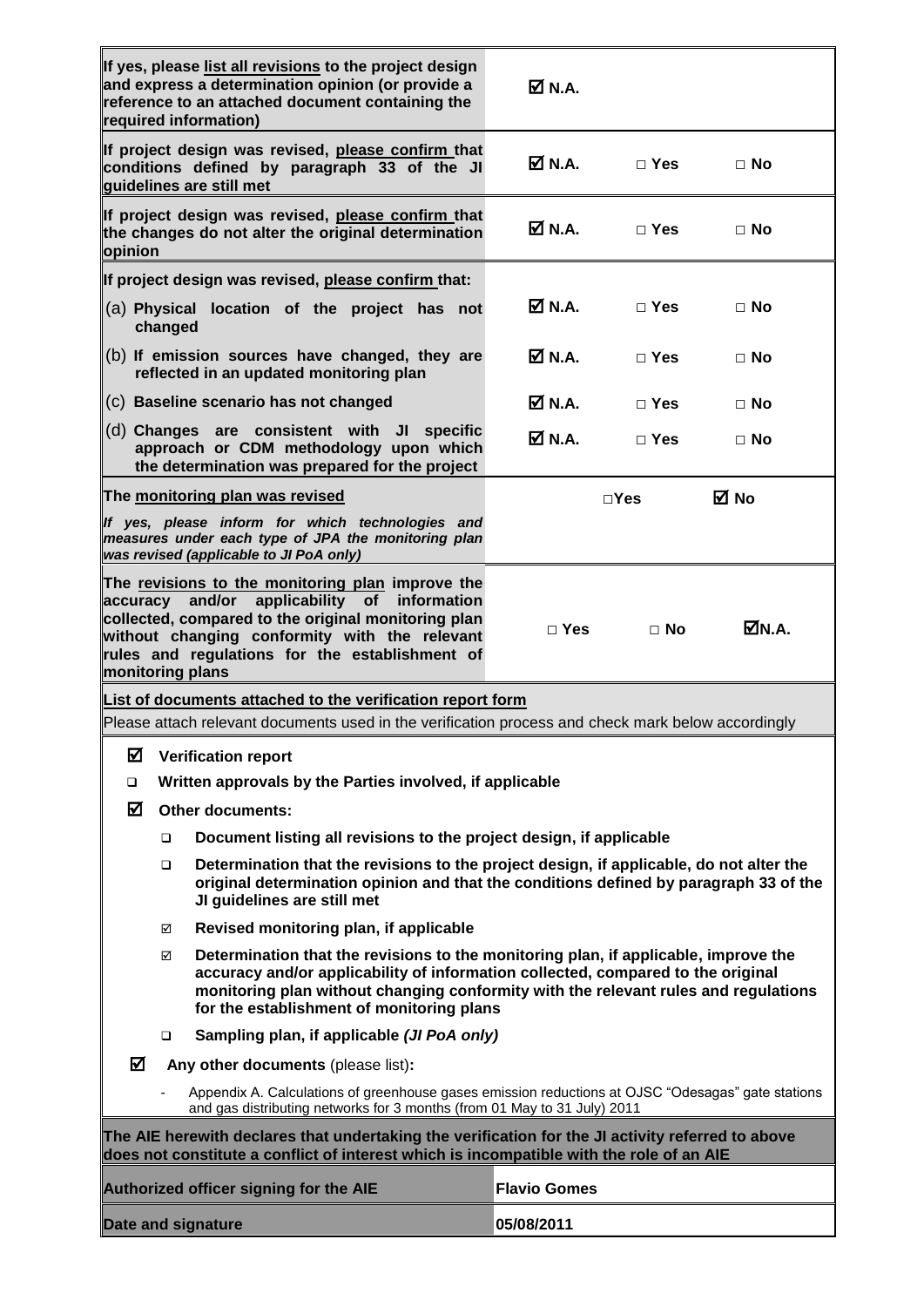| | | | |
|---|---|---|---|
| **If yes, please list all revisions to the project design and express a determination opinion (or provide a reference to an attached document containing the required information)** | ☑ N.A. | | |
| **If project design was revised, please confirm that conditions defined by paragraph 33 of the JI guidelines are still met** | ☑ N.A. | □ Yes | □ No |
| **If project design was revised, please confirm that the changes do not alter the original determination opinion** | ☑ N.A. | □ Yes | □ No |
| **If project design was revised, please confirm that:** | | | |
| (a) **Physical location of the project has not changed** | ☑ N.A. | □ Yes | □ No |
| (b) **If emission sources have changed, they are reflected in an updated monitoring plan** | ☑ N.A. | □ Yes | □ No |
| (c) **Baseline scenario has not changed** | ☑ N.A. | □ Yes | □ No |
| (d) **Changes are consistent with JI specific approach or CDM methodology upon which the determination was prepared for the project** | ☑ N.A. | □ Yes | □ No |
| **The monitoring plan was revised** *If yes, please inform for which technologies and measures under each type of JPA the monitoring plan was revised (applicable to JI PoA only)* | | □Yes | ☑ No |
| **The revisions to the monitoring plan improve the accuracy and/or applicability of information collected, compared to the original monitoring plan without changing conformity with the relevant rules and regulations for the establishment of monitoring plans** | □ Yes | □ No | ☑N.A. |

**List of documents attached to the verification report form**

Please attach relevant documents used in the verification process and check mark below accordingly

- ☑ **Verification report**
- ❑ **Written approvals by the Parties involved, if applicable**
- ☑ **Other documents:**
  - ❑ **Document listing all revisions to the project design, if applicable**
  - ❑ **Determination that the revisions to the project design, if applicable, do not alter the original determination opinion and that the conditions defined by paragraph 33 of the JI guidelines are still met**
  - ☑ **Revised monitoring plan, if applicable**
  - ☑ **Determination that the revisions to the monitoring plan, if applicable, improve the accuracy and/or applicability of information collected, compared to the original monitoring plan without changing conformity with the relevant rules and regulations for the establishment of monitoring plans**
  - ❑ **Sampling plan, if applicable** ***(JI PoA only)***
- ☑ **Any other documents** (please list)**:**
  - Appendix A. Calculations of greenhouse gases emission reductions at OJSC "Odesagas" gate stations and gas distributing networks for 3 months (from 01 May to 31 July) 2011

**The AIE herewith declares that undertaking the verification for the JI activity referred to above does not constitute a conflict of interest which is incompatible with the role of an AIE**

| | |
|---|---|
| **Authorized officer signing for the AIE** | **Flavio Gomes** |
| **Date and signature** | **05/08/2011** |